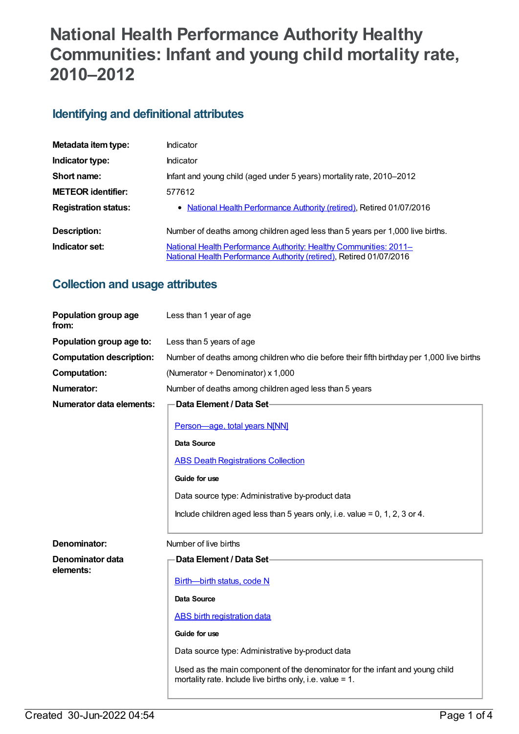# National Health Performance Authority Healthy Communities: Infant and young child mortality rate, 2010–2012

## Identifying and definitional attributes

| | |
|---|---|
| **Metadata item type:** | Indicator |
| **Indicator type:** | Indicator |
| **Short name:** | Infant and young child (aged under 5 years) mortality rate, 2010–2012 |
| **METEOR identifier:** | 577612 |
| **Registration status:** | • National Health Performance Authority (retired), Retired 01/07/2016 |
| **Description:** | Number of deaths among children aged less than 5 years per 1,000 live births. |
| **Indicator set:** | National Health Performance Authority: Healthy Communities: 2011– National Health Performance Authority (retired), Retired 01/07/2016 |

## Collection and usage attributes

**Population group age from:** Less than 1 year of age

**Population group age to:** Less than 5 years of age

**Computation description:** Number of deaths among children who die before their fifth birthday per 1,000 live births

**Computation:** (Numerator ÷ Denominator) x 1,000

**Numerator:** Number of deaths among children aged less than 5 years

**Numerator data elements:**

**Data Element / Data Set**

Person—age, total years N[NN]

**Data Source**

ABS Death Registrations Collection

**Guide for use**

Data source type: Administrative by-product data

Include children aged less than 5 years only, i.e. value = 0, 1, 2, 3 or 4.

**Denominator:** Number of live births

**Denominator data elements:**

**Data Element / Data Set**

Birth—birth status, code N

**Data Source**

ABS birth registration data

**Guide for use**

Data source type: Administrative by-product data

Used as the main component of the denominator for the infant and young child mortality rate. Include live births only, i.e. value = 1.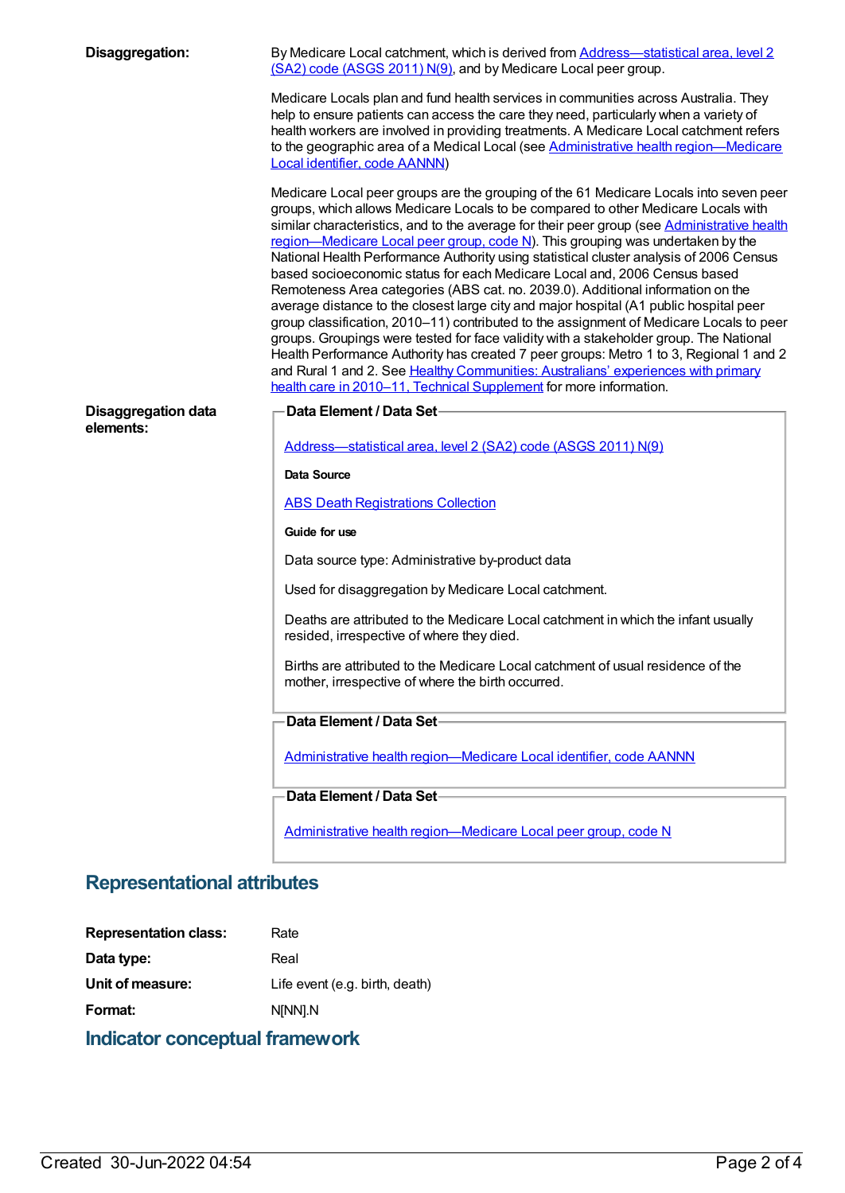**Disaggregation:**

By Medicare Local catchment, which is derived from Address—statistical area, level 2 (SA2) code (ASGS 2011) N(9), and by Medicare Local peer group.

Medicare Locals plan and fund health services in communities across Australia. They help to ensure patients can access the care they need, particularly when a variety of health workers are involved in providing treatments. A Medicare Local catchment refers to the geographic area of a Medical Local (see Administrative health region—Medicare Local identifier, code AANNN)

Medicare Local peer groups are the grouping of the 61 Medicare Locals into seven peer groups, which allows Medicare Locals to be compared to other Medicare Locals with similar characteristics, and to the average for their peer group (see Administrative health region—Medicare Local peer group, code N). This grouping was undertaken by the National Health Performance Authority using statistical cluster analysis of 2006 Census based socioeconomic status for each Medicare Local and, 2006 Census based Remoteness Area categories (ABS cat. no. 2039.0). Additional information on the average distance to the closest large city and major hospital (A1 public hospital peer group classification, 2010–11) contributed to the assignment of Medicare Locals to peer groups. Groupings were tested for face validity with a stakeholder group. The National Health Performance Authority has created 7 peer groups: Metro 1 to 3, Regional 1 and 2 and Rural 1 and 2. See Healthy Communities: Australians' experiences with primary health care in 2010–11, Technical Supplement for more information.

**Disaggregation data elements:**

**Data Element / Data Set**

Address—statistical area, level 2 (SA2) code (ASGS 2011) N(9)

**Data Source**

ABS Death Registrations Collection

**Guide for use**

Data source type: Administrative by-product data

Used for disaggregation by Medicare Local catchment.

Deaths are attributed to the Medicare Local catchment in which the infant usually resided, irrespective of where they died.

Births are attributed to the Medicare Local catchment of usual residence of the mother, irrespective of where the birth occurred.

**Data Element / Data Set**

Administrative health region—Medicare Local identifier, code AANNN

**Data Element / Data Set**

Administrative health region—Medicare Local peer group, code N

## Representational attributes

**Representation class:** Rate

**Data type:** Real

**Unit of measure:** Life event (e.g. birth, death)

**Format:** N[NN].N

## Indicator conceptual framework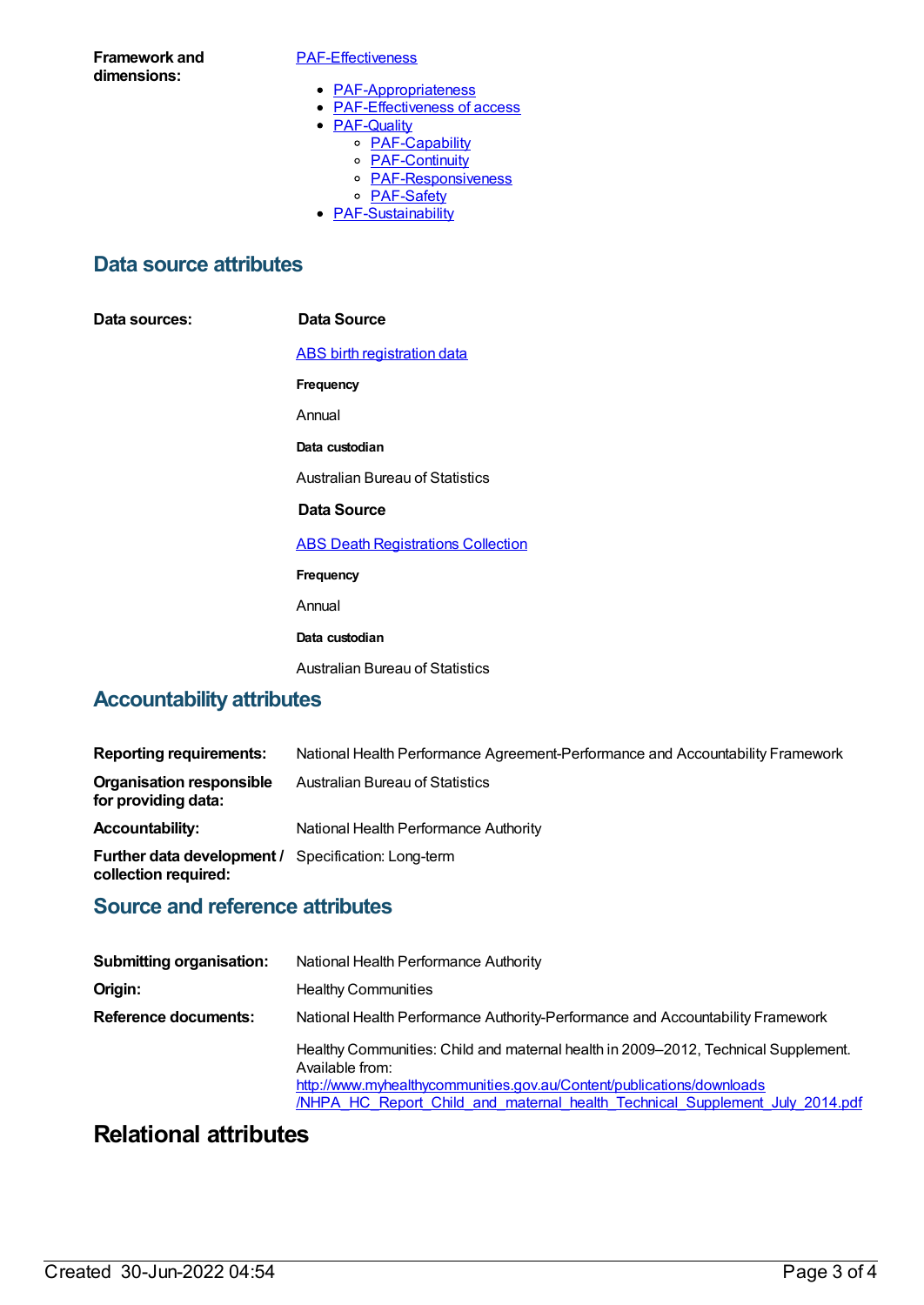**Framework and dimensions:**

[PAF-Effectiveness]

- [PAF-Appropriateness]
- [PAF-Effectiveness of access]
- [PAF-Quality]
  - [PAF-Capability]
  - [PAF-Continuity]
  - [PAF-Responsiveness]
  - [PAF-Safety]
- [PAF-Sustainability]

## Data source attributes

**Data sources:**

**Data Source**

ABS birth registration data

**Frequency**

Annual

**Data custodian**

Australian Bureau of Statistics

**Data Source**

ABS Death Registrations Collection

**Frequency**

Annual

**Data custodian**

Australian Bureau of Statistics

## Accountability attributes

**Reporting requirements:** National Health Performance Agreement-Performance and Accountability Framework

**Organisation responsible for providing data:** Australian Bureau of Statistics

**Accountability:** National Health Performance Authority

**Further data development / collection required:** Specification: Long-term

## Source and reference attributes

**Submitting organisation:** National Health Performance Authority

**Origin:** Healthy Communities

**Reference documents:** National Health Performance Authority-Performance and Accountability Framework

Healthy Communities: Child and maternal health in 2009–2012, Technical Supplement. Available from: http://www.myhealthycommunities.gov.au/Content/publications/downloads/NHPA_HC_Report_Child_and_maternal_health_Technical_Supplement_July_2014.pdf

# Relational attributes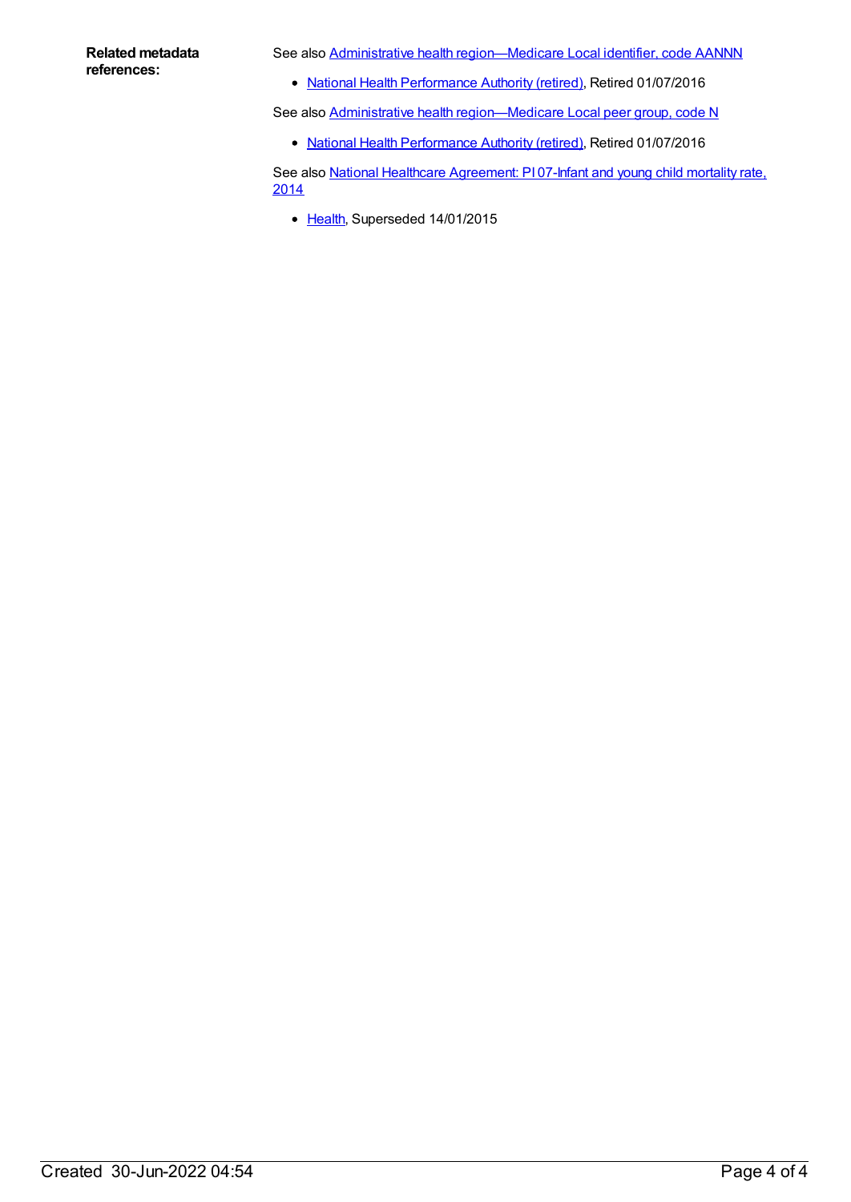**Related metadata references:**

See also Administrative health region—Medicare Local identifier, code AANNN

- National Health Performance Authority (retired), Retired 01/07/2016

See also Administrative health region—Medicare Local peer group, code N

- National Health Performance Authority (retired), Retired 01/07/2016

See also National Healthcare Agreement: PI 07-Infant and young child mortality rate, 2014

- Health, Superseded 14/01/2015